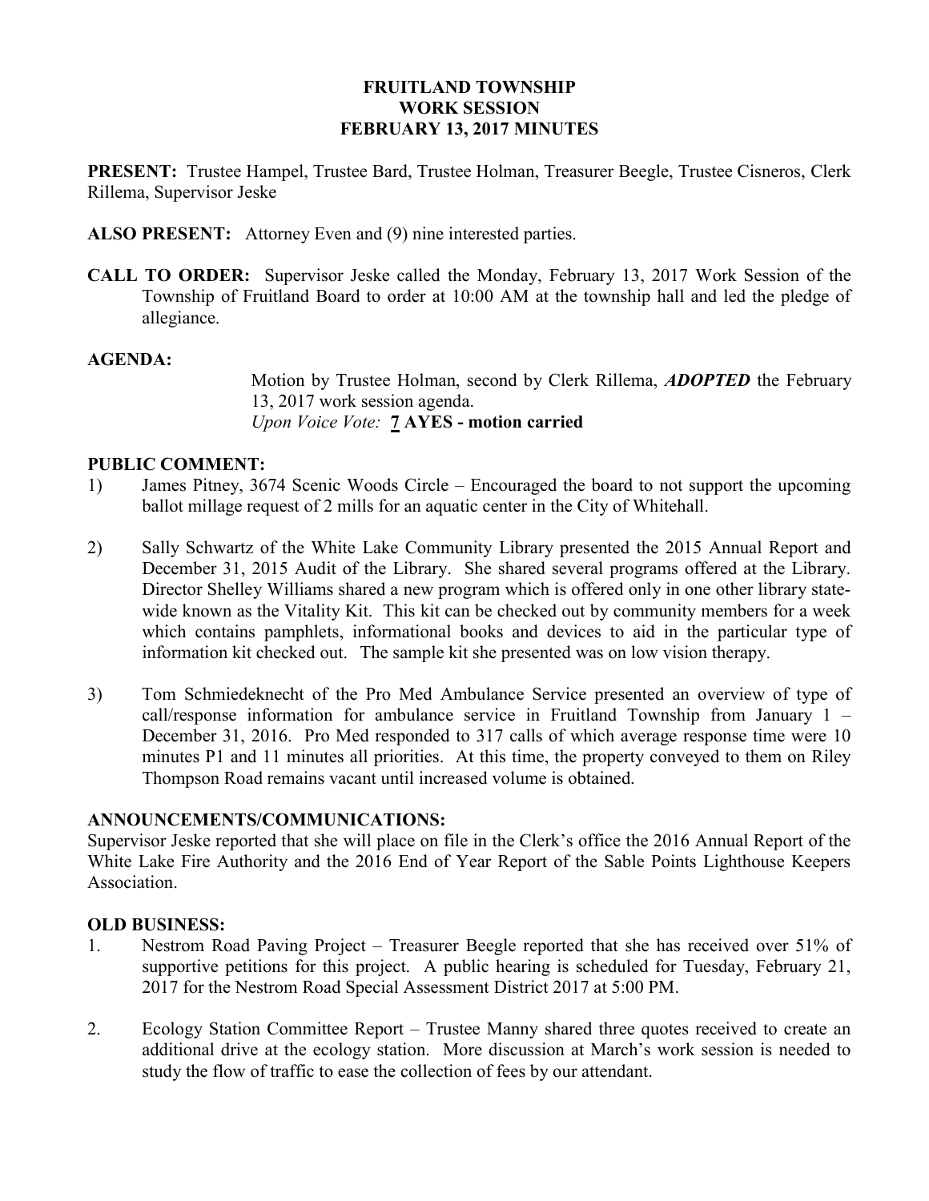# FRUITLAND TOWNSHIP
## WORK SESSION
## FEBRUARY 13, 2017 MINUTES

**PRESENT:** Trustee Hampel, Trustee Bard, Trustee Holman, Treasurer Beegle, Trustee Cisneros, Clerk Rillema, Supervisor Jeske

**ALSO PRESENT:** Attorney Even and (9) nine interested parties.

**CALL TO ORDER:** Supervisor Jeske called the Monday, February 13, 2017 Work Session of the Township of Fruitland Board to order at 10:00 AM at the township hall and led the pledge of allegiance.

**AGENDA:**

Motion by Trustee Holman, second by Clerk Rillema, ***ADOPTED*** the February 13, 2017 work session agenda.
*Upon Voice Vote:* **7 AYES - motion carried**

**PUBLIC COMMENT:**

1) James Pitney, 3674 Scenic Woods Circle – Encouraged the board to not support the upcoming ballot millage request of 2 mills for an aquatic center in the City of Whitehall.

2) Sally Schwartz of the White Lake Community Library presented the 2015 Annual Report and December 31, 2015 Audit of the Library. She shared several programs offered at the Library. Director Shelley Williams shared a new program which is offered only in one other library state-wide known as the Vitality Kit. This kit can be checked out by community members for a week which contains pamphlets, informational books and devices to aid in the particular type of information kit checked out. The sample kit she presented was on low vision therapy.

3) Tom Schmiedeknecht of the Pro Med Ambulance Service presented an overview of type of call/response information for ambulance service in Fruitland Township from January 1 – December 31, 2016. Pro Med responded to 317 calls of which average response time were 10 minutes P1 and 11 minutes all priorities. At this time, the property conveyed to them on Riley Thompson Road remains vacant until increased volume is obtained.

**ANNOUNCEMENTS/COMMUNICATIONS:**

Supervisor Jeske reported that she will place on file in the Clerk's office the 2016 Annual Report of the White Lake Fire Authority and the 2016 End of Year Report of the Sable Points Lighthouse Keepers Association.

**OLD BUSINESS:**

1. Nestrom Road Paving Project – Treasurer Beegle reported that she has received over 51% of supportive petitions for this project. A public hearing is scheduled for Tuesday, February 21, 2017 for the Nestrom Road Special Assessment District 2017 at 5:00 PM.

2. Ecology Station Committee Report – Trustee Manny shared three quotes received to create an additional drive at the ecology station. More discussion at March's work session is needed to study the flow of traffic to ease the collection of fees by our attendant.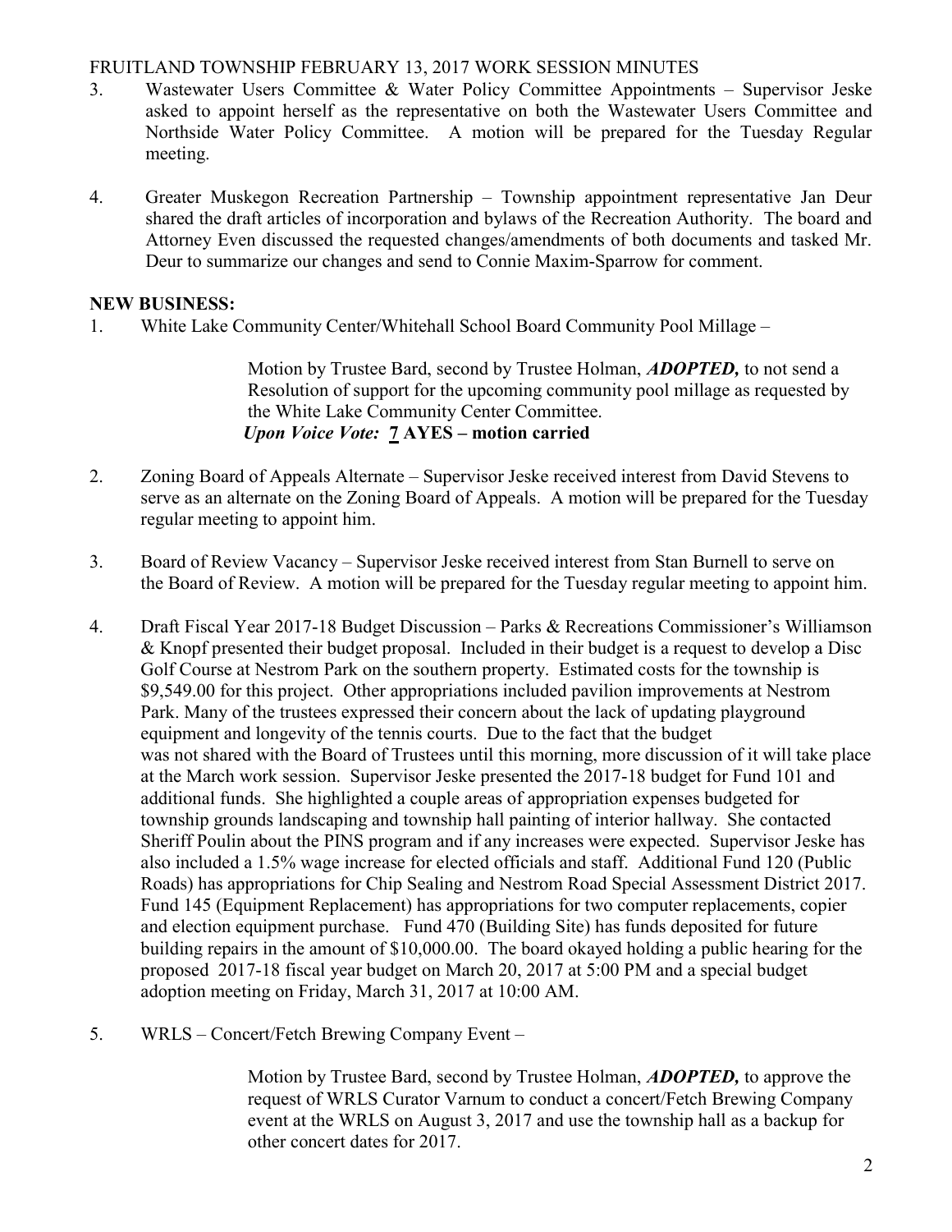3. Wastewater Users Committee & Water Policy Committee Appointments – Supervisor Jeske asked to appoint herself as the representative on both the Wastewater Users Committee and Northside Water Policy Committee. A motion will be prepared for the Tuesday Regular meeting.

4. Greater Muskegon Recreation Partnership – Township appointment representative Jan Deur shared the draft articles of incorporation and bylaws of the Recreation Authority. The board and Attorney Even discussed the requested changes/amendments of both documents and tasked Mr. Deur to summarize our changes and send to Connie Maxim-Sparrow for comment.

**NEW BUSINESS:**

1. White Lake Community Center/Whitehall School Board Community Pool Millage –

   Motion by Trustee Bard, second by Trustee Holman, ***ADOPTED,*** to not send a Resolution of support for the upcoming community pool millage as requested by the White Lake Community Center Committee.
   ***Upon Voice Vote:*** **7 AYES – motion carried**

2. Zoning Board of Appeals Alternate – Supervisor Jeske received interest from David Stevens to serve as an alternate on the Zoning Board of Appeals. A motion will be prepared for the Tuesday regular meeting to appoint him.

3. Board of Review Vacancy – Supervisor Jeske received interest from Stan Burnell to serve on the Board of Review. A motion will be prepared for the Tuesday regular meeting to appoint him.

4. Draft Fiscal Year 2017-18 Budget Discussion – Parks & Recreations Commissioner's Williamson & Knopf presented their budget proposal. Included in their budget is a request to develop a Disc Golf Course at Nestrom Park on the southern property. Estimated costs for the township is $9,549.00 for this project. Other appropriations included pavilion improvements at Nestrom Park. Many of the trustees expressed their concern about the lack of updating playground equipment and longevity of the tennis courts. Due to the fact that the budget was not shared with the Board of Trustees until this morning, more discussion of it will take place at the March work session. Supervisor Jeske presented the 2017-18 budget for Fund 101 and additional funds. She highlighted a couple areas of appropriation expenses budgeted for township grounds landscaping and township hall painting of interior hallway. She contacted Sheriff Poulin about the PINS program and if any increases were expected. Supervisor Jeske has also included a 1.5% wage increase for elected officials and staff. Additional Fund 120 (Public Roads) has appropriations for Chip Sealing and Nestrom Road Special Assessment District 2017. Fund 145 (Equipment Replacement) has appropriations for two computer replacements, copier and election equipment purchase. Fund 470 (Building Site) has funds deposited for future building repairs in the amount of $10,000.00. The board okayed holding a public hearing for the proposed 2017-18 fiscal year budget on March 20, 2017 at 5:00 PM and a special budget adoption meeting on Friday, March 31, 2017 at 10:00 AM.

5. WRLS – Concert/Fetch Brewing Company Event –

   Motion by Trustee Bard, second by Trustee Holman, ***ADOPTED,*** to approve the request of WRLS Curator Varnum to conduct a concert/Fetch Brewing Company event at the WRLS on August 3, 2017 and use the township hall as a backup for other concert dates for 2017.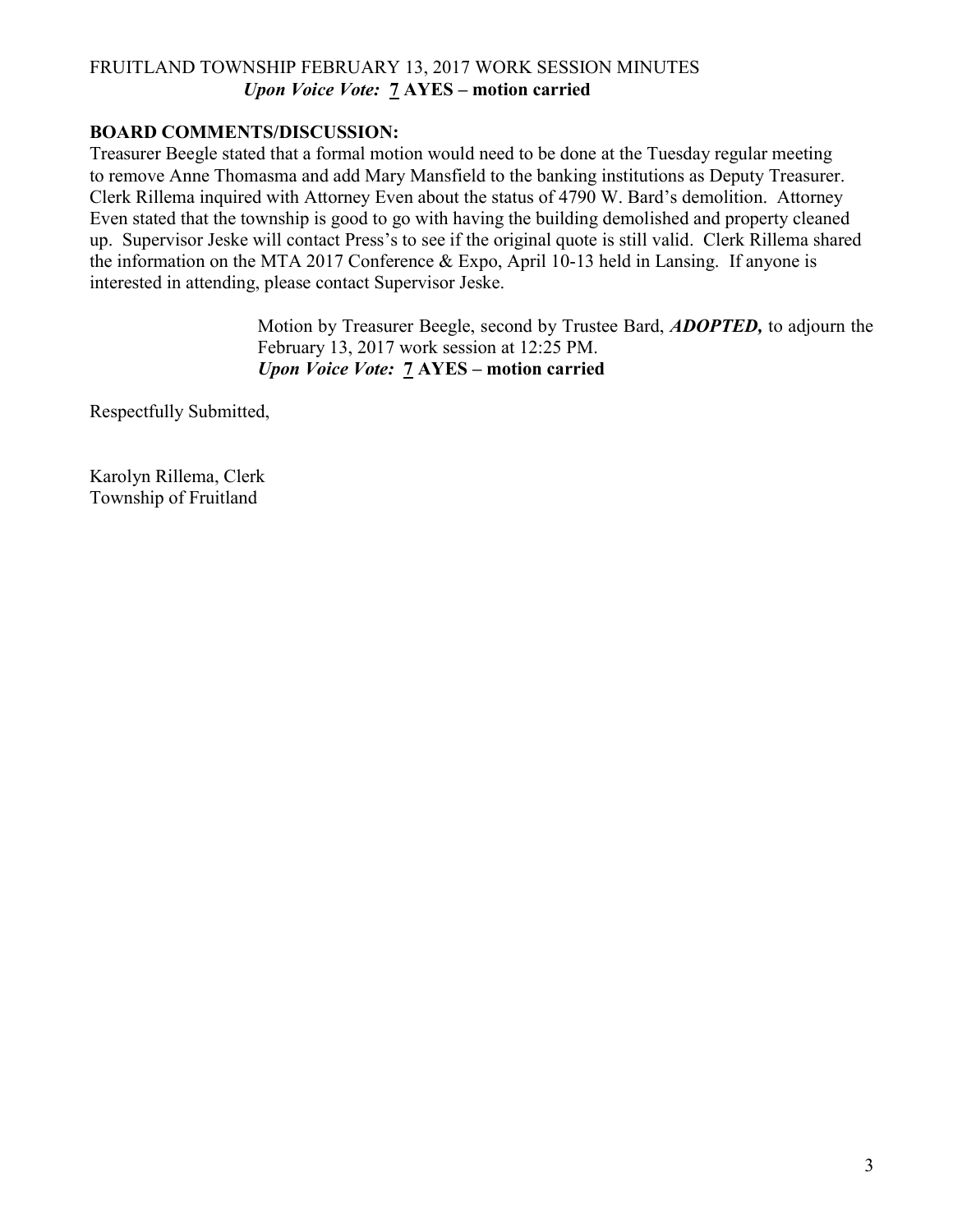*Upon Voice Vote:* **7 AYES – motion carried**

**BOARD COMMENTS/DISCUSSION:**

Treasurer Beegle stated that a formal motion would need to be done at the Tuesday regular meeting to remove Anne Thomasma and add Mary Mansfield to the banking institutions as Deputy Treasurer. Clerk Rillema inquired with Attorney Even about the status of 4790 W. Bard's demolition. Attorney Even stated that the township is good to go with having the building demolished and property cleaned up. Supervisor Jeske will contact Press's to see if the original quote is still valid. Clerk Rillema shared the information on the MTA 2017 Conference & Expo, April 10-13 held in Lansing. If anyone is interested in attending, please contact Supervisor Jeske.

Motion by Treasurer Beegle, second by Trustee Bard, ***ADOPTED,*** to adjourn the February 13, 2017 work session at 12:25 PM.
*Upon Voice Vote:* **7 AYES – motion carried**

Respectfully Submitted,

Karolyn Rillema, Clerk
Township of Fruitland